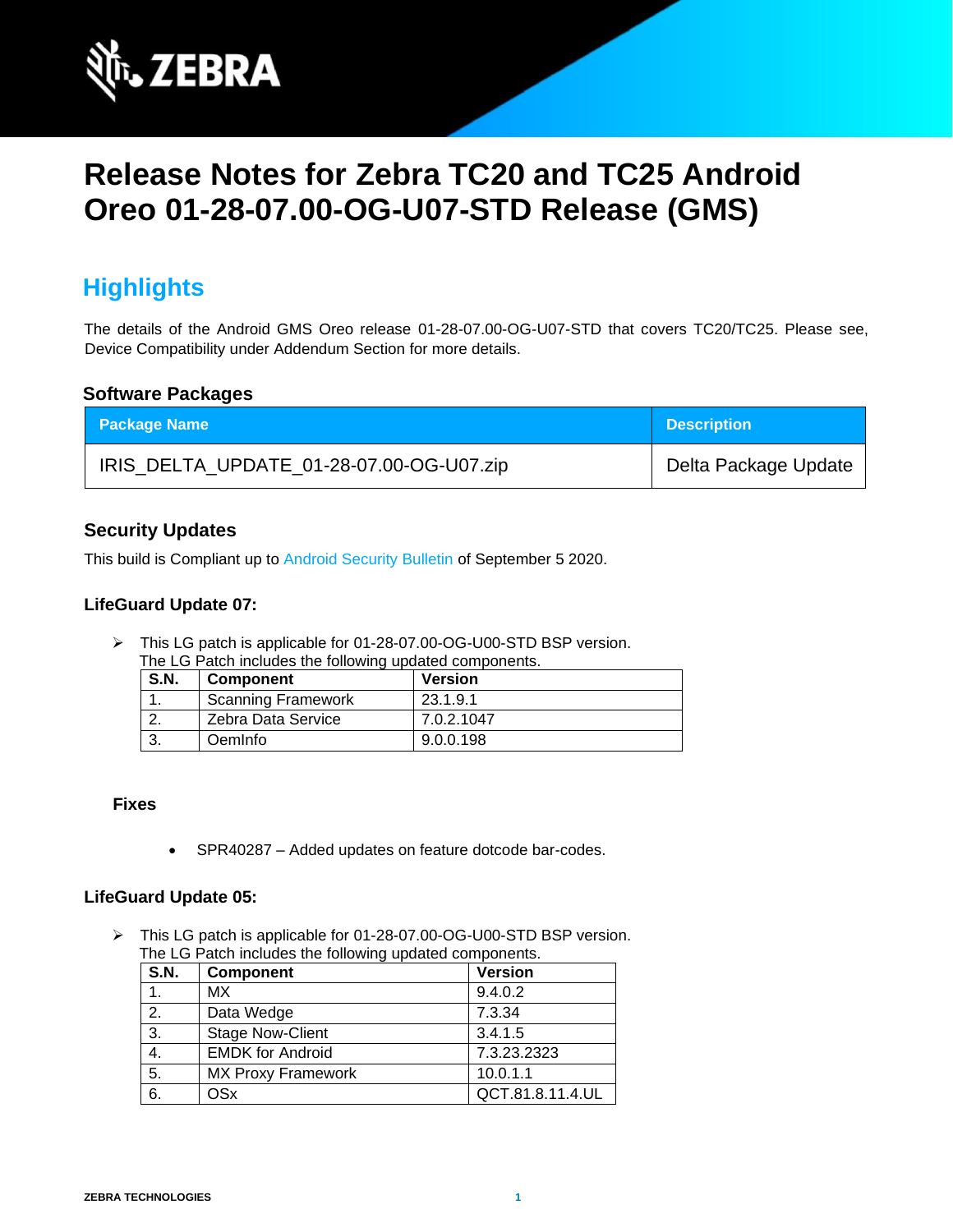# Release Notes for Zebra TC20 and TC25 Android Oreo 01-28-07.00-OG-U07-STD Release (GMS)

## Highlights

The details of the Android GMS Oreo release 01-28-07.00-OG-U07-STD that covers TC20/TC25. Please see, Device Compatibility under Addendum Section for more details.

### Software Packages

| Package Name | Description |
|---|---|
| IRIS_DELTA_UPDATE_01-28-07.00-OG-U07.zip | Delta Package Update |

### Security Updates

This build is Compliant up to Android Security Bulletin of September 5 2020.

### LifeGuard Update 07:

- This LG patch is applicable for 01-28-07.00-OG-U00-STD BSP version.
  The LG Patch includes the following updated components.

| S.N. | Component | Version |
|---|---|---|
| 1. | Scanning Framework | 23.1.9.1 |
| 2. | Zebra Data Service | 7.0.2.1047 |
| 3. | OemInfo | 9.0.0.198 |

**Fixes**

- SPR40287 – Added updates on feature dotcode bar-codes.

### LifeGuard Update 05:

- This LG patch is applicable for 01-28-07.00-OG-U00-STD BSP version.
  The LG Patch includes the following updated components.

| S.N. | Component | Version |
|---|---|---|
| 1. | MX | 9.4.0.2 |
| 2. | Data Wedge | 7.3.34 |
| 3. | Stage Now-Client | 3.4.1.5 |
| 4. | EMDK for Android | 7.3.23.2323 |
| 5. | MX Proxy Framework | 10.0.1.1 |
| 6. | OSx | QCT.81.8.11.4.UL |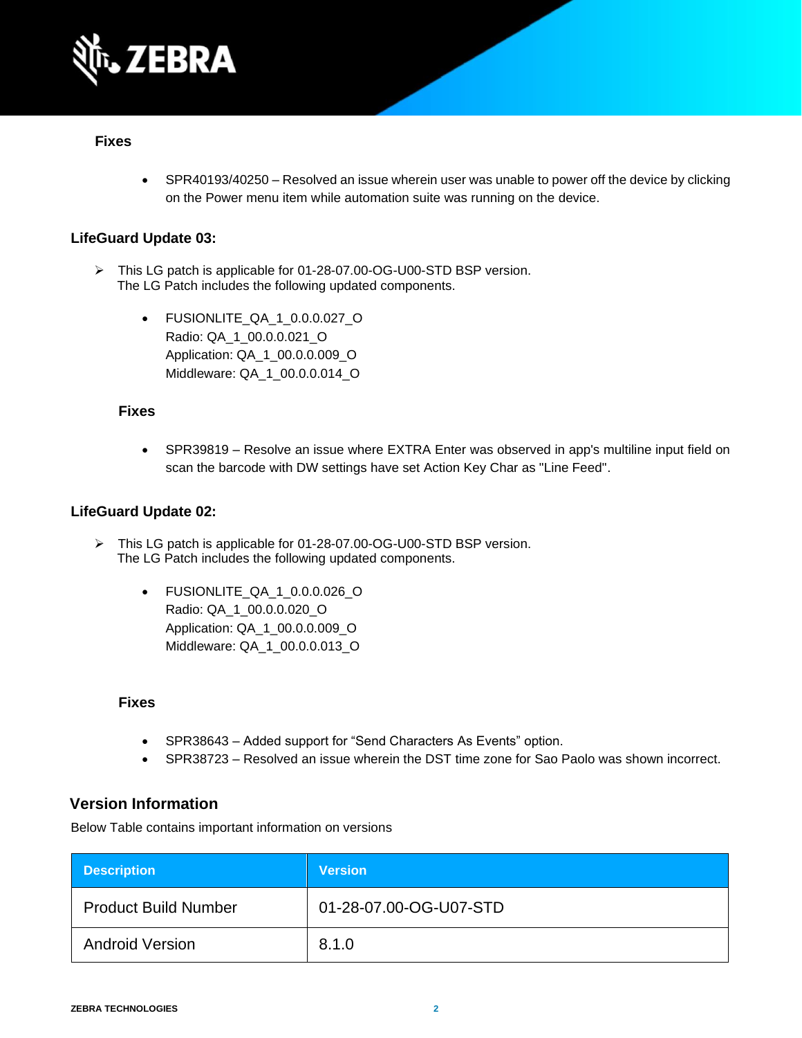**Fixes**

- SPR40193/40250 – Resolved an issue wherein user was unable to power off the device by clicking on the Power menu item while automation suite was running on the device.

### LifeGuard Update 03:

- ➢ This LG patch is applicable for 01-28-07.00-OG-U00-STD BSP version.
  The LG Patch includes the following updated components.

  - FUSIONLITE_QA_1_0.0.0.027_O
    Radio: QA_1_00.0.0.021_O
    Application: QA_1_00.0.0.009_O
    Middleware: QA_1_00.0.0.014_O

**Fixes**

- SPR39819 – Resolve an issue where EXTRA Enter was observed in app's multiline input field on scan the barcode with DW settings have set Action Key Char as "Line Feed".

### LifeGuard Update 02:

- ➢ This LG patch is applicable for 01-28-07.00-OG-U00-STD BSP version.
  The LG Patch includes the following updated components.

  - FUSIONLITE_QA_1_0.0.0.026_O
    Radio: QA_1_00.0.0.020_O
    Application: QA_1_00.0.0.009_O
    Middleware: QA_1_00.0.0.013_O

**Fixes**

- SPR38643 – Added support for “Send Characters As Events” option.
- SPR38723 – Resolved an issue wherein the DST time zone for Sao Paolo was shown incorrect.

## Version Information

Below Table contains important information on versions

| Description | Version |
|---|---|
| Product Build Number | 01-28-07.00-OG-U07-STD |
| Android Version | 8.1.0 |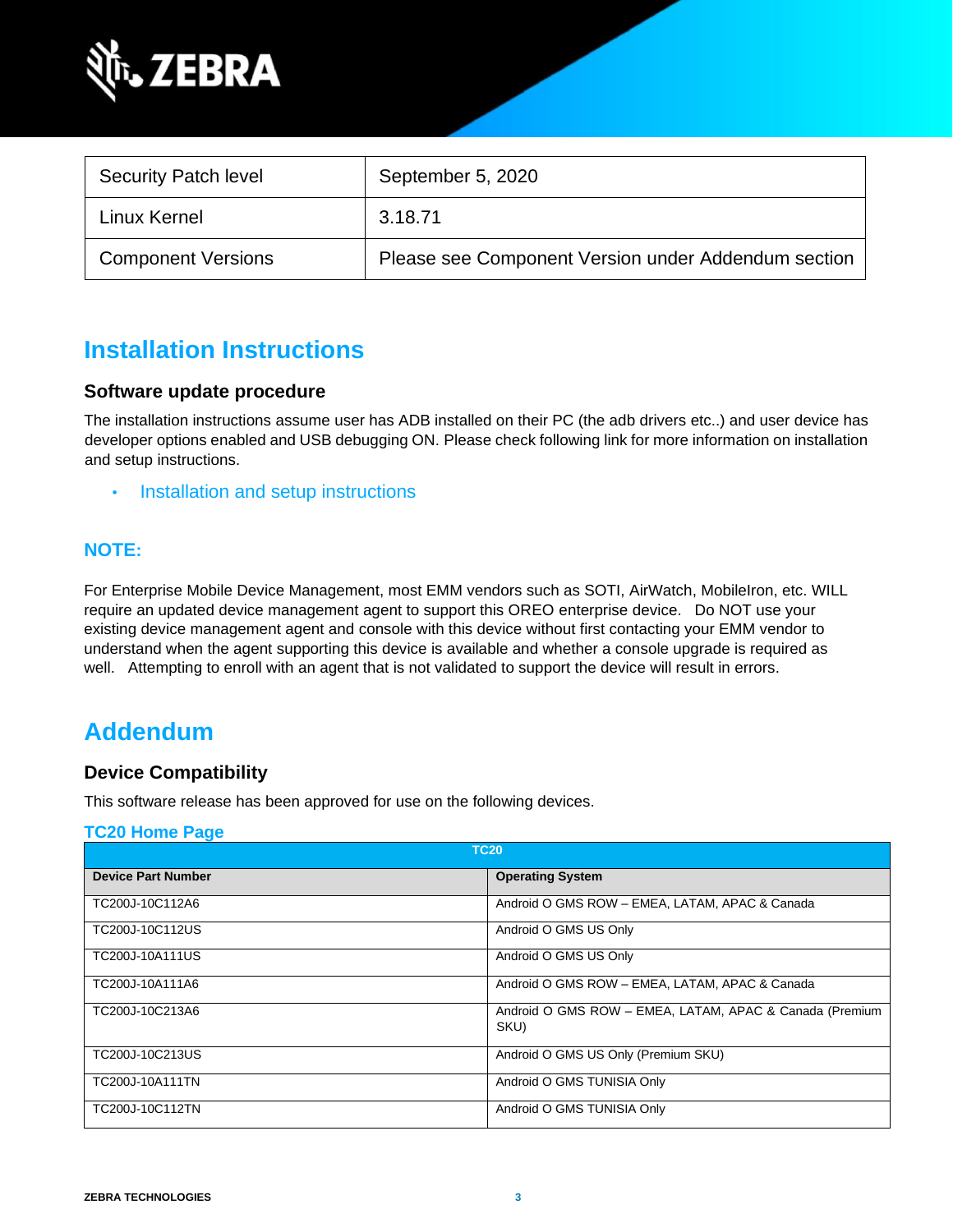| Security Patch level | September 5, 2020 |
|---|---|
| Linux Kernel | 3.18.71 |
| Component Versions | Please see Component Version under Addendum section |

# Installation Instructions

### Software update procedure

The installation instructions assume user has ADB installed on their PC (the adb drivers etc..) and user device has developer options enabled and USB debugging ON. Please check following link for more information on installation and setup instructions.

- Installation and setup instructions

## NOTE:

For Enterprise Mobile Device Management, most EMM vendors such as SOTI, AirWatch, MobileIron, etc. WILL require an updated device management agent to support this OREO enterprise device. Do NOT use your existing device management agent and console with this device without first contacting your EMM vendor to understand when the agent supporting this device is available and whether a console upgrade is required as well. Attempting to enroll with an agent that is not validated to support the device will result in errors.

# Addendum

### Device Compatibility

This software release has been approved for use on the following devices.

**TC20 Home Page**

| TC20 | |
|---|---|
| **Device Part Number** | **Operating System** |
| TC200J-10C112A6 | Android O GMS ROW – EMEA, LATAM, APAC & Canada |
| TC200J-10C112US | Android O GMS US Only |
| TC200J-10A111US | Android O GMS US Only |
| TC200J-10A111A6 | Android O GMS ROW – EMEA, LATAM, APAC & Canada |
| TC200J-10C213A6 | Android O GMS ROW – EMEA, LATAM, APAC & Canada (Premium SKU) |
| TC200J-10C213US | Android O GMS US Only (Premium SKU) |
| TC200J-10A111TN | Android O GMS TUNISIA Only |
| TC200J-10C112TN | Android O GMS TUNISIA Only |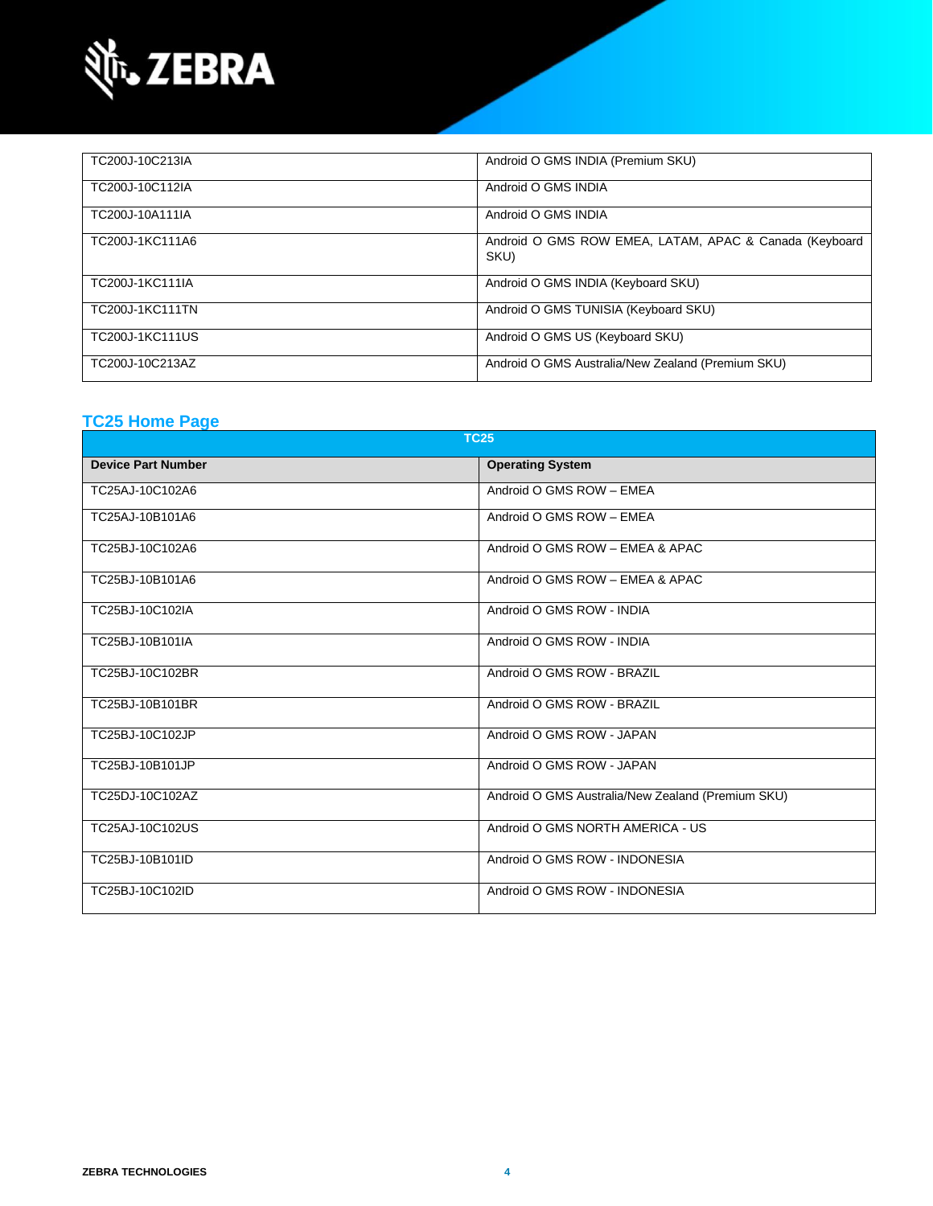| | |
|---|---|
| TC200J-10C213IA | Android O GMS INDIA (Premium SKU) |
| TC200J-10C112IA | Android O GMS INDIA |
| TC200J-10A111IA | Android O GMS INDIA |
| TC200J-1KC111A6 | Android O GMS ROW EMEA, LATAM, APAC & Canada (Keyboard SKU) |
| TC200J-1KC111IA | Android O GMS INDIA (Keyboard SKU) |
| TC200J-1KC111TN | Android O GMS TUNISIA (Keyboard SKU) |
| TC200J-1KC111US | Android O GMS US (Keyboard SKU) |
| TC200J-10C213AZ | Android O GMS Australia/New Zealand (Premium SKU) |

## TC25 Home Page

| TC25 | |
|---|---|
| **Device Part Number** | **Operating System** |
| TC25AJ-10C102A6 | Android O GMS ROW – EMEA |
| TC25AJ-10B101A6 | Android O GMS ROW – EMEA |
| TC25BJ-10C102A6 | Android O GMS ROW – EMEA & APAC |
| TC25BJ-10B101A6 | Android O GMS ROW – EMEA & APAC |
| TC25BJ-10C102IA | Android O GMS ROW - INDIA |
| TC25BJ-10B101IA | Android O GMS ROW - INDIA |
| TC25BJ-10C102BR | Android O GMS ROW - BRAZIL |
| TC25BJ-10B101BR | Android O GMS ROW - BRAZIL |
| TC25BJ-10C102JP | Android O GMS ROW - JAPAN |
| TC25BJ-10B101JP | Android O GMS ROW - JAPAN |
| TC25DJ-10C102AZ | Android O GMS Australia/New Zealand (Premium SKU) |
| TC25AJ-10C102US | Android O GMS NORTH AMERICA - US |
| TC25BJ-10B101ID | Android O GMS ROW - INDONESIA |
| TC25BJ-10C102ID | Android O GMS ROW - INDONESIA |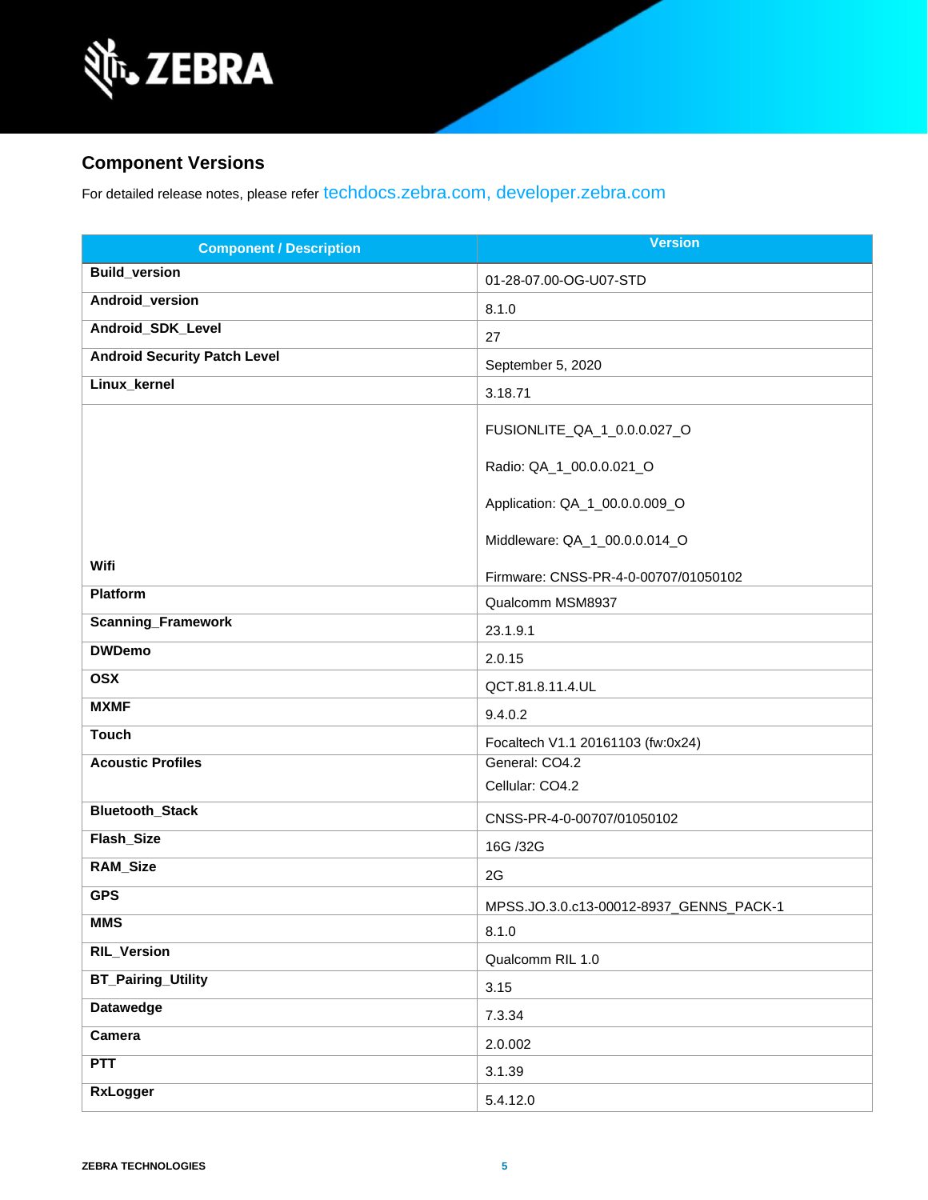## Component Versions

For detailed release notes, please refer techdocs.zebra.com, developer.zebra.com

| Component / Description | Version |
|---|---|
| **Build_version** | 01-28-07.00-OG-U07-STD |
| **Android_version** | 8.1.0 |
| **Android_SDK_Level** | 27 |
| **Android Security Patch Level** | September 5, 2020 |
| **Linux_kernel** | 3.18.71 |
| **Wifi** | FUSIONLITE_QA_1_0.0.0.027_O<br><br>Radio: QA_1_00.0.0.021_O<br><br>Application: QA_1_00.0.0.009_O<br><br>Middleware: QA_1_00.0.0.014_O<br><br>Firmware: CNSS-PR-4-0-00707/01050102 |
| **Platform** | Qualcomm MSM8937 |
| **Scanning_Framework** | 23.1.9.1 |
| **DWDemo** | 2.0.15 |
| **OSX** | QCT.81.8.11.4.UL |
| **MXMF** | 9.4.0.2 |
| **Touch** | Focaltech V1.1 20161103 (fw:0x24) |
| **Acoustic Profiles** | General: CO4.2<br>Cellular: CO4.2 |
| **Bluetooth_Stack** | CNSS-PR-4-0-00707/01050102 |
| **Flash_Size** | 16G /32G |
| **RAM_Size** | 2G |
| **GPS** | MPSS.JO.3.0.c13-00012-8937_GENNS_PACK-1 |
| **MMS** | 8.1.0 |
| **RIL_Version** | Qualcomm RIL 1.0 |
| **BT_Pairing_Utility** | 3.15 |
| **Datawedge** | 7.3.34 |
| **Camera** | 2.0.002 |
| **PTT** | 3.1.39 |
| **RxLogger** | 5.4.12.0 |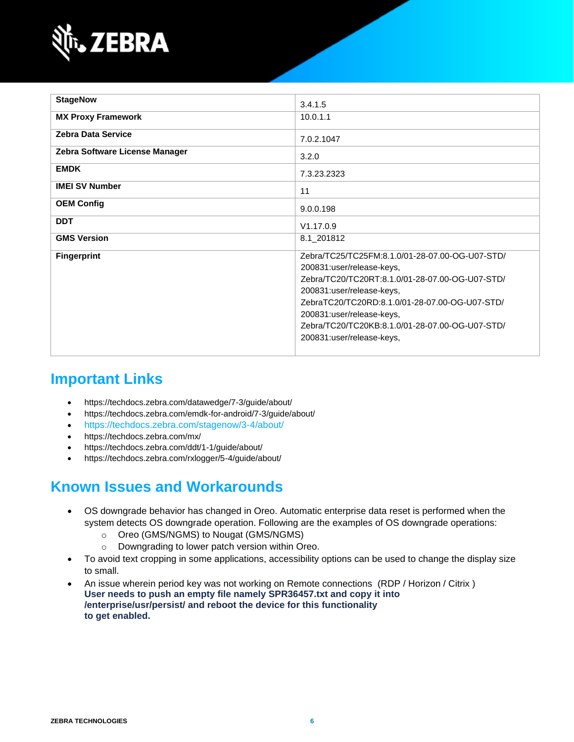| | |
|---|---|
| **StageNow** | 3.4.1.5 |
| **MX Proxy Framework** | 10.0.1.1 |
| **Zebra Data Service** | 7.0.2.1047 |
| **Zebra Software License Manager** | 3.2.0 |
| **EMDK** | 7.3.23.2323 |
| **IMEI SV Number** | 11 |
| **OEM Config** | 9.0.0.198 |
| **DDT** | V1.17.0.9 |
| **GMS Version** | 8.1_201812 |
| **Fingerprint** | Zebra/TC25/TC25FM:8.1.0/01-28-07.00-OG-U07-STD/ 200831:user/release-keys, Zebra/TC20/TC20RT:8.1.0/01-28-07.00-OG-U07-STD/ 200831:user/release-keys, ZebraTC20/TC20RD:8.1.0/01-28-07.00-OG-U07-STD/ 200831:user/release-keys, Zebra/TC20/TC20KB:8.1.0/01-28-07.00-OG-U07-STD/ 200831:user/release-keys, |

## Important Links

- https://techdocs.zebra.com/datawedge/7-3/guide/about/
- https://techdocs.zebra.com/emdk-for-android/7-3/guide/about/
- https://techdocs.zebra.com/stagenow/3-4/about/
- https://techdocs.zebra.com/mx/
- https://techdocs.zebra.com/ddt/1-1/guide/about/
- https://techdocs.zebra.com/rxlogger/5-4/guide/about/

## Known Issues and Workarounds

- OS downgrade behavior has changed in Oreo. Automatic enterprise data reset is performed when the system detects OS downgrade operation. Following are the examples of OS downgrade operations:
  - Oreo (GMS/NGMS) to Nougat (GMS/NGMS)
  - Downgrading to lower patch version within Oreo.
- To avoid text cropping in some applications, accessibility options can be used to change the display size to small.
- An issue wherein period key was not working on Remote connections (RDP / Horizon / Citrix )
  **User needs to push an empty file namely SPR36457.txt and copy it into /enterprise/usr/persist/ and reboot the device for this functionality to get enabled.**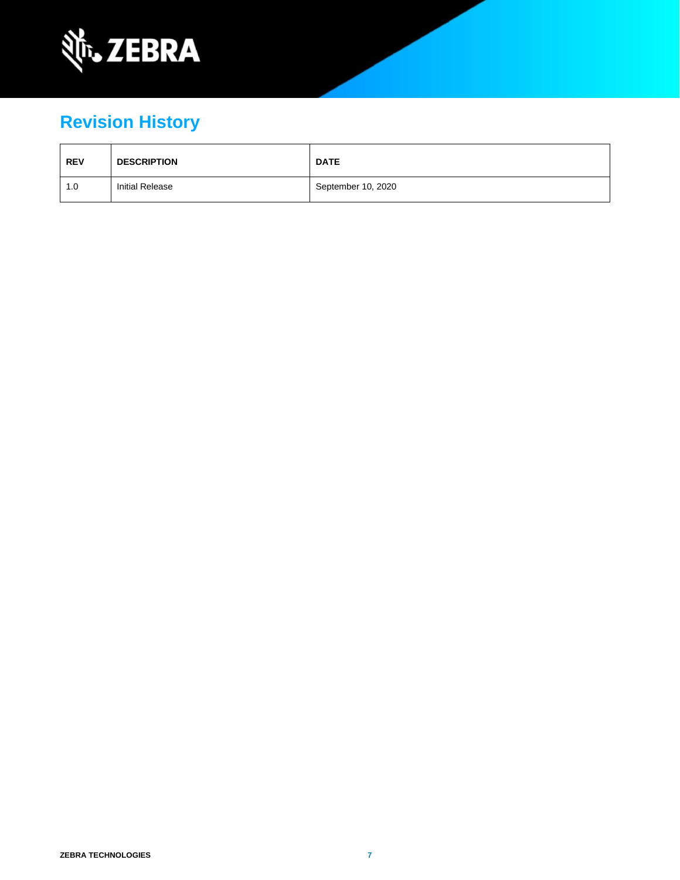## Revision History

| REV | DESCRIPTION | DATE |
| --- | --- | --- |
| 1.0 | Initial Release | September 10, 2020 |